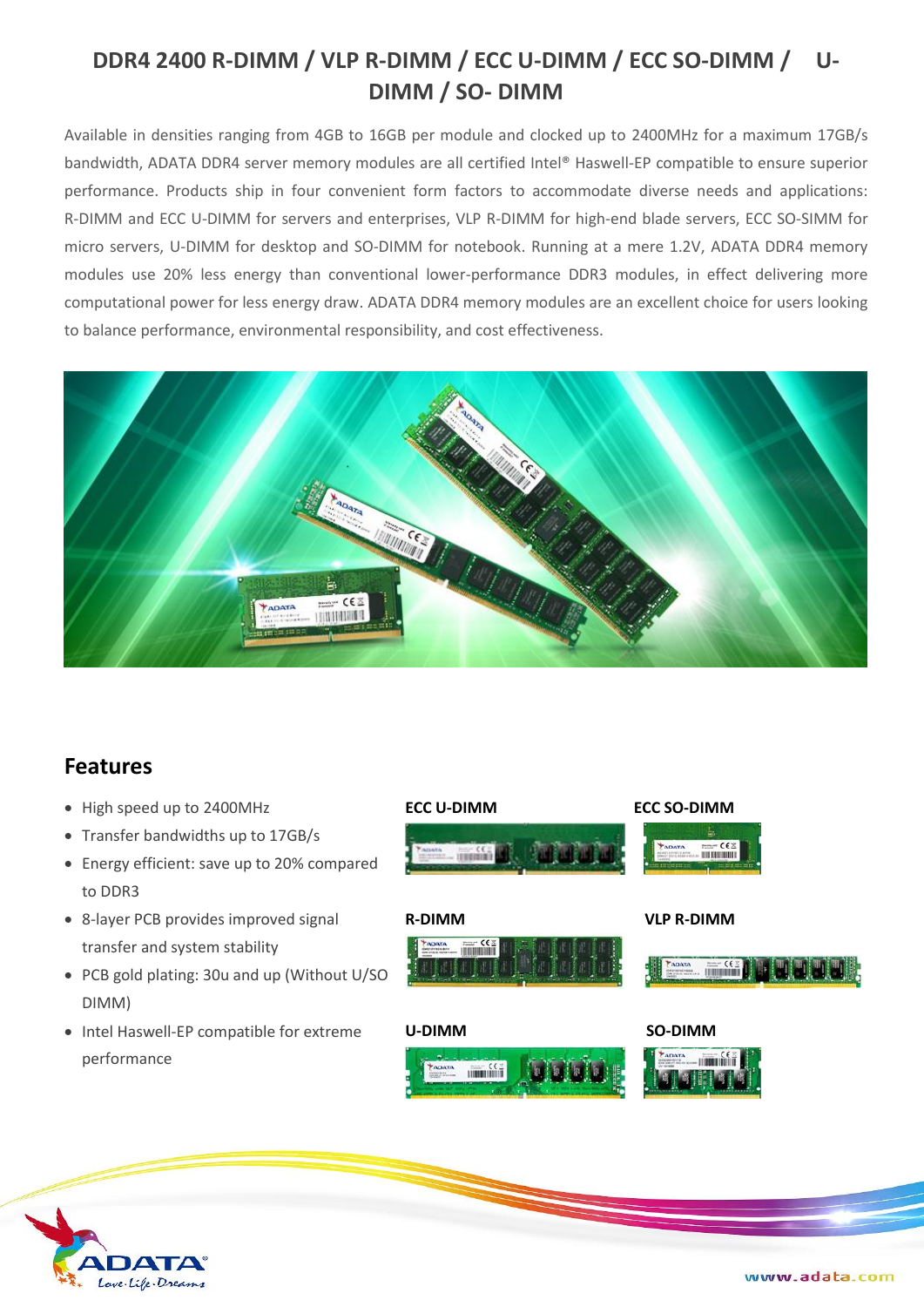# DDR4 2400 R-DIMM / VLP R-DIMM / ECC U-DIMM / ECC SO-DIMM / U-DIMM / SO- DIMM

Available in densities ranging from 4GB to 16GB per module and clocked up to 2400MHz for a maximum 17GB/s bandwidth, ADATA DDR4 server memory modules are all certified Intel® Haswell-EP compatible to ensure superior performance. Products ship in four convenient form factors to accommodate diverse needs and applications: R-DIMM and ECC U-DIMM for servers and enterprises, VLP R-DIMM for high-end blade servers, ECC SO-SIMM for micro servers, U-DIMM for desktop and SO-DIMM for notebook. Running at a mere 1.2V, ADATA DDR4 memory modules use 20% less energy than conventional lower-performance DDR3 modules, in effect delivering more computational power for less energy draw. ADATA DDR4 memory modules are an excellent choice for users looking to balance performance, environmental responsibility, and cost effectiveness.

## Features

- High speed up to 2400MHz
- Transfer bandwidths up to 17GB/s
- Energy efficient: save up to 20% compared to DDR3
- 8-layer PCB provides improved signal transfer and system stability
- PCB gold plating: 30u and up (Without U/SO DIMM)
- Intel Haswell-EP compatible for extreme performance

ECC U-DIMM

ECC SO-DIMM

R-DIMM

VLP R-DIMM

U-DIMM

SO-DIMM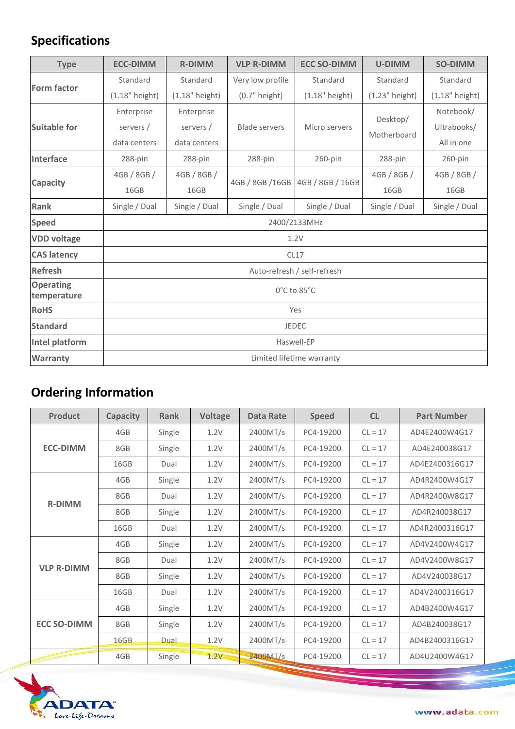## Specifications

| Type | ECC-DIMM | R-DIMM | VLP R-DIMM | ECC SO-DIMM | U-DIMM | SO-DIMM |
|---|---|---|---|---|---|---|
| Form factor | Standard (1.18" height) | Standard (1.18" height) | Very low profile (0.7" height) | Standard (1.18" height) | Standard (1.23" height) | Standard (1.18" height) |
| Suitable for | Enterprise servers / data centers | Enterprise servers / data centers | Blade servers | Micro servers | Desktop/ Motherboard | Notebook/ Ultrabooks/ All in one |
| Interface | 288-pin | 288-pin | 288-pin | 260-pin | 288-pin | 260-pin |
| Capacity | 4GB / 8GB / 16GB | 4GB / 8GB / 16GB | 4GB / 8GB /16GB | 4GB / 8GB / 16GB | 4GB / 8GB / 16GB | 4GB / 8GB / 16GB |
| Rank | Single / Dual | Single / Dual | Single / Dual | Single / Dual | Single / Dual | Single / Dual |
| Speed | 2400/2133MHz | | | | | |
| VDD voltage | 1.2V | | | | | |
| CAS latency | CL17 | | | | | |
| Refresh | Auto-refresh / self-refresh | | | | | |
| Operating temperature | 0°C to 85°C | | | | | |
| RoHS | Yes | | | | | |
| Standard | JEDEC | | | | | |
| Intel platform | Haswell-EP | | | | | |
| Warranty | Limited lifetime warranty | | | | | |

## Ordering Information

| Product | Capacity | Rank | Voltage | Data Rate | Speed | CL | Part Number |
|---|---|---|---|---|---|---|---|
| ECC-DIMM | 4GB | Single | 1.2V | 2400MT/s | PC4-19200 | CL = 17 | AD4E2400W4G17 |
| | 8GB | Single | 1.2V | 2400MT/s | PC4-19200 | CL = 17 | AD4E240038G17 |
| | 16GB | Dual | 1.2V | 2400MT/s | PC4-19200 | CL = 17 | AD4E2400316G17 |
| R-DIMM | 4GB | Single | 1.2V | 2400MT/s | PC4-19200 | CL = 17 | AD4R2400W4G17 |
| | 8GB | Dual | 1.2V | 2400MT/s | PC4-19200 | CL = 17 | AD4R2400W8G17 |
| | 8GB | Single | 1.2V | 2400MT/s | PC4-19200 | CL = 17 | AD4R240038G17 |
| | 16GB | Dual | 1.2V | 2400MT/s | PC4-19200 | CL = 17 | AD4R2400316G17 |
| VLP R-DIMM | 4GB | Single | 1.2V | 2400MT/s | PC4-19200 | CL = 17 | AD4V2400W4G17 |
| | 8GB | Dual | 1.2V | 2400MT/s | PC4-19200 | CL = 17 | AD4V2400W8G17 |
| | 8GB | Single | 1.2V | 2400MT/s | PC4-19200 | CL = 17 | AD4V240038G17 |
| | 16GB | Dual | 1.2V | 2400MT/s | PC4-19200 | CL = 17 | AD4V2400316G17 |
| ECC SO-DIMM | 4GB | Single | 1.2V | 2400MT/s | PC4-19200 | CL = 17 | AD4B2400W4G17 |
| | 8GB | Single | 1.2V | 2400MT/s | PC4-19200 | CL = 17 | AD4B240038G17 |
| | 16GB | Dual | 1.2V | 2400MT/s | PC4-19200 | CL = 17 | AD4B2400316G17 |
| | 4GB | Single | 1.2V | 2400MT/s | PC4-19200 | CL = 17 | AD4U2400W4G17 |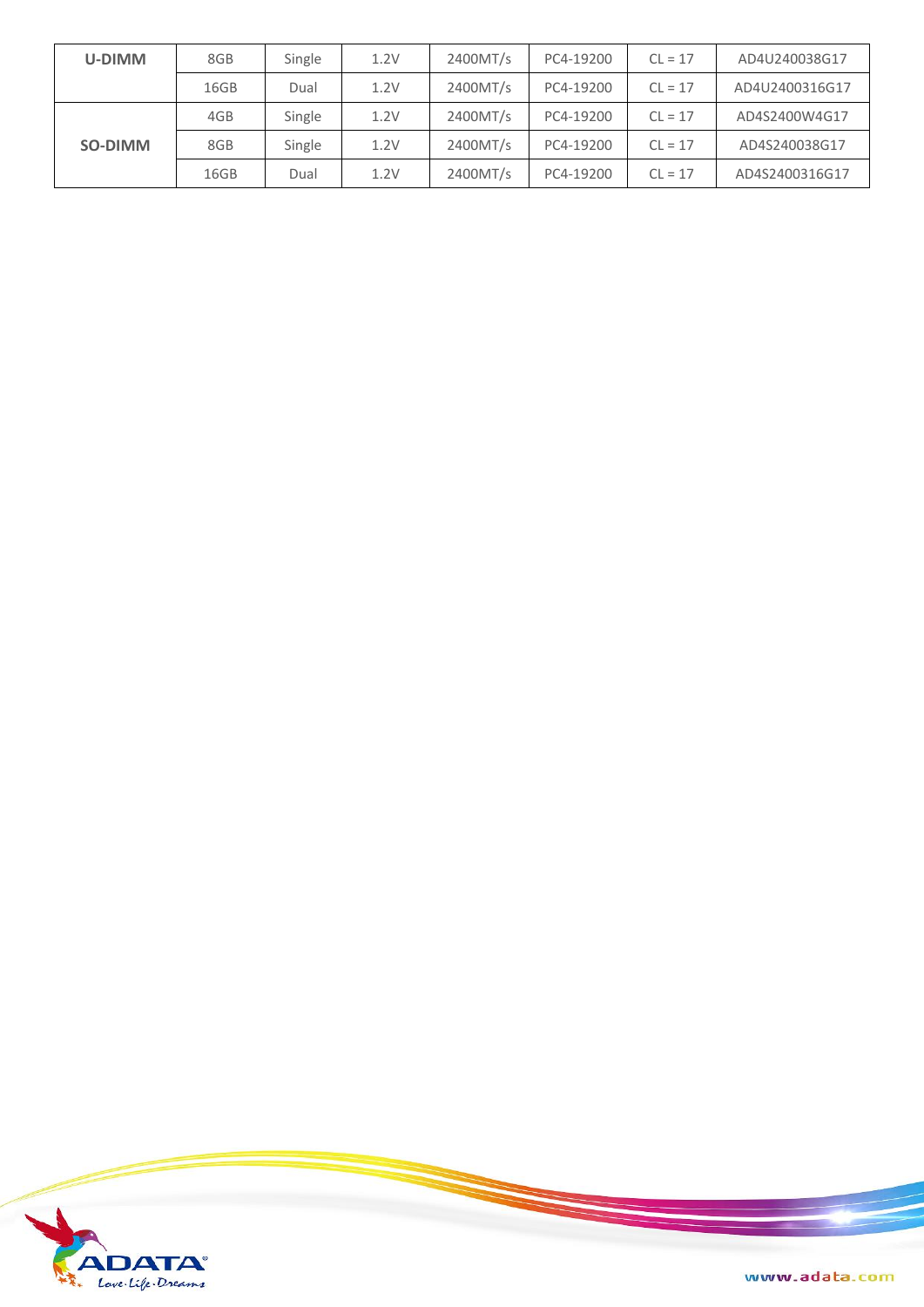| | | | | | | | |
|---|---|---|---|---|---|---|---|
| **U-DIMM** | 8GB | Single | 1.2V | 2400MT/s | PC4-19200 | CL = 17 | AD4U240038G17 |
| | 16GB | Dual | 1.2V | 2400MT/s | PC4-19200 | CL = 17 | AD4U2400316G17 |
| **SO-DIMM** | 4GB | Single | 1.2V | 2400MT/s | PC4-19200 | CL = 17 | AD4S2400W4G17 |
| | 8GB | Single | 1.2V | 2400MT/s | PC4-19200 | CL = 17 | AD4S240038G17 |
| | 16GB | Dual | 1.2V | 2400MT/s | PC4-19200 | CL = 17 | AD4S2400316G17 |